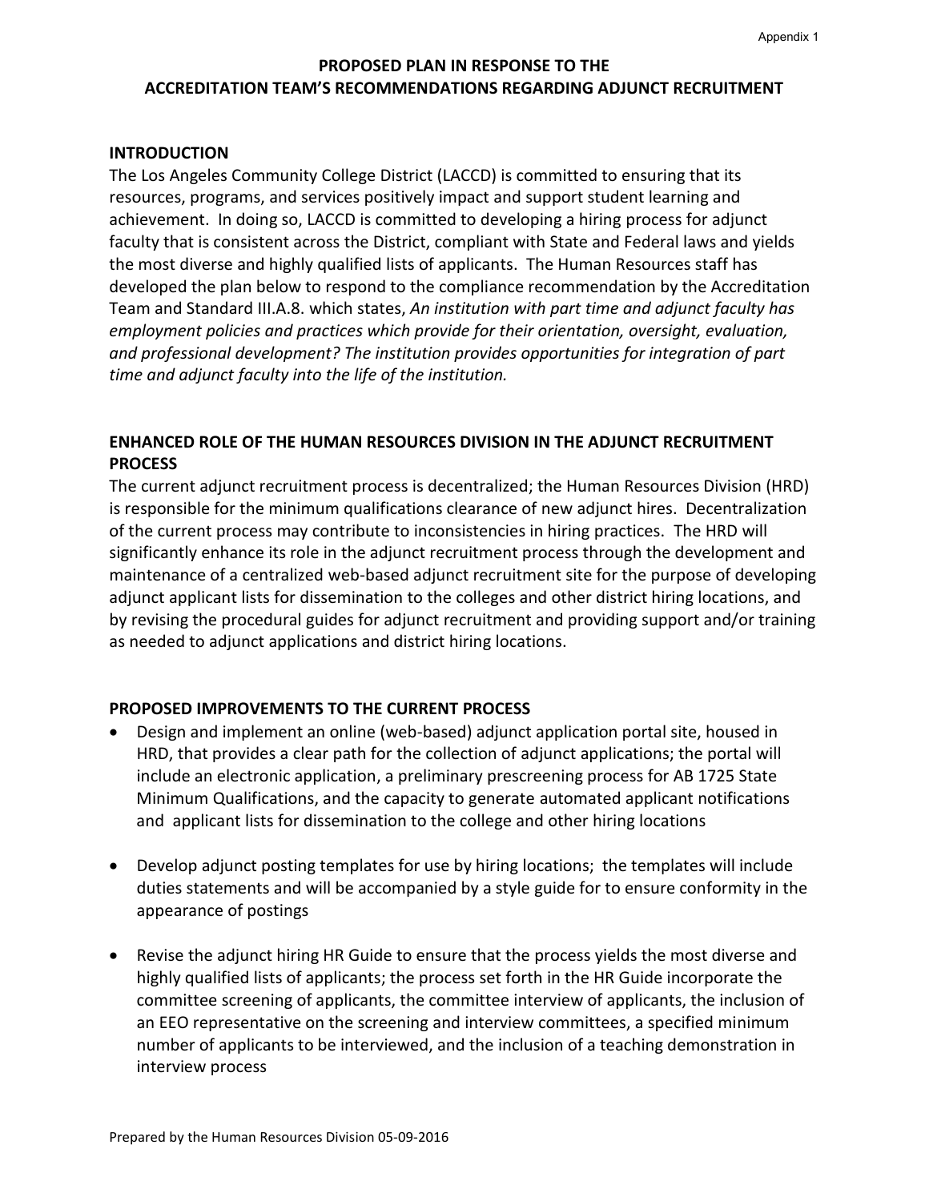# PROPOSED PLAN IN RESPONSE TO THE ACCREDITATION TEAM'S RECOMMENDATIONS REGARDING ADJUNCT RECRUITMENT

## INTRODUCTION

The Los Angeles Community College District (LACCD) is committed to ensuring that its resources, programs, and services positively impact and support student learning and achievement. In doing so, LACCD is committed to developing a hiring process for adjunct faculty that is consistent across the District, compliant with State and Federal laws and yields the most diverse and highly qualified lists of applicants. The Human Resources staff has developed the plan below to respond to the compliance recommendation by the Accreditation Team and Standard III.A.8. which states, *An institution with part time and adjunct faculty has employment policies and practices which provide for their orientation, oversight, evaluation, and professional development? The institution provides opportunities for integration of part time and adjunct faculty into the life of the institution.*

## ENHANCED ROLE OF THE HUMAN RESOURCES DIVISION IN THE ADJUNCT RECRUITMENT PROCESS

The current adjunct recruitment process is decentralized; the Human Resources Division (HRD) is responsible for the minimum qualifications clearance of new adjunct hires. Decentralization of the current process may contribute to inconsistencies in hiring practices. The HRD will significantly enhance its role in the adjunct recruitment process through the development and maintenance of a centralized web-based adjunct recruitment site for the purpose of developing adjunct applicant lists for dissemination to the colleges and other district hiring locations, and by revising the procedural guides for adjunct recruitment and providing support and/or training as needed to adjunct applications and district hiring locations.

## PROPOSED IMPROVEMENTS TO THE CURRENT PROCESS

- Design and implement an online (web-based) adjunct application portal site, housed in HRD, that provides a clear path for the collection of adjunct applications; the portal will include an electronic application, a preliminary prescreening process for AB 1725 State Minimum Qualifications, and the capacity to generate automated applicant notifications and applicant lists for dissemination to the college and other hiring locations

- Develop adjunct posting templates for use by hiring locations; the templates will include duties statements and will be accompanied by a style guide for to ensure conformity in the appearance of postings

- Revise the adjunct hiring HR Guide to ensure that the process yields the most diverse and highly qualified lists of applicants; the process set forth in the HR Guide incorporate the committee screening of applicants, the committee interview of applicants, the inclusion of an EEO representative on the screening and interview committees, a specified minimum number of applicants to be interviewed, and the inclusion of a teaching demonstration in interview process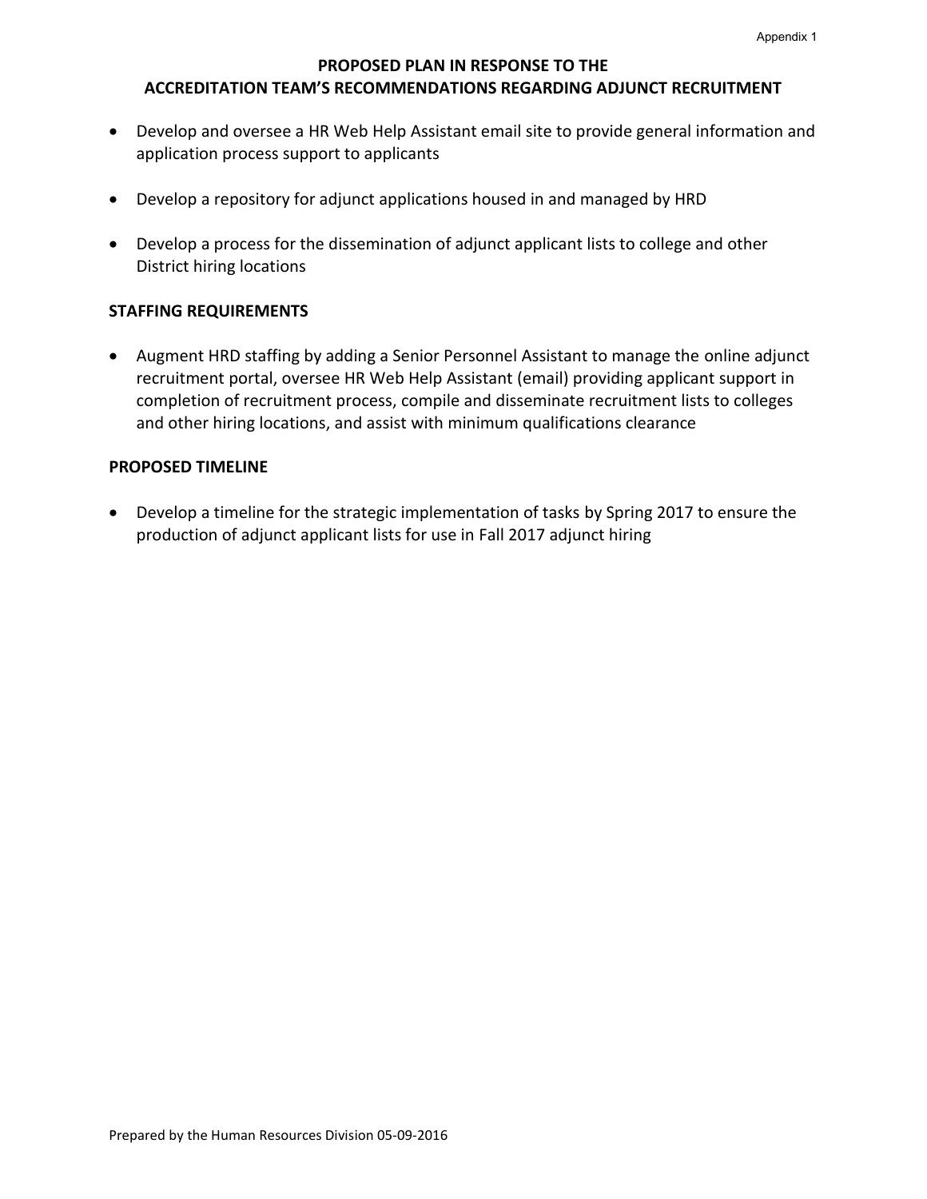Appendix 1

# PROPOSED PLAN IN RESPONSE TO THE ACCREDITATION TEAM'S RECOMMENDATIONS REGARDING ADJUNCT RECRUITMENT

- Develop and oversee a HR Web Help Assistant email site to provide general information and application process support to applicants
- Develop a repository for adjunct applications housed in and managed by HRD
- Develop a process for the dissemination of adjunct applicant lists to college and other District hiring locations

## STAFFING REQUIREMENTS

- Augment HRD staffing by adding a Senior Personnel Assistant to manage the online adjunct recruitment portal, oversee HR Web Help Assistant (email) providing applicant support in completion of recruitment process, compile and disseminate recruitment lists to colleges and other hiring locations, and assist with minimum qualifications clearance

## PROPOSED TIMELINE

- Develop a timeline for the strategic implementation of tasks by Spring 2017 to ensure the production of adjunct applicant lists for use in Fall 2017 adjunct hiring

Prepared by the Human Resources Division 05-09-2016